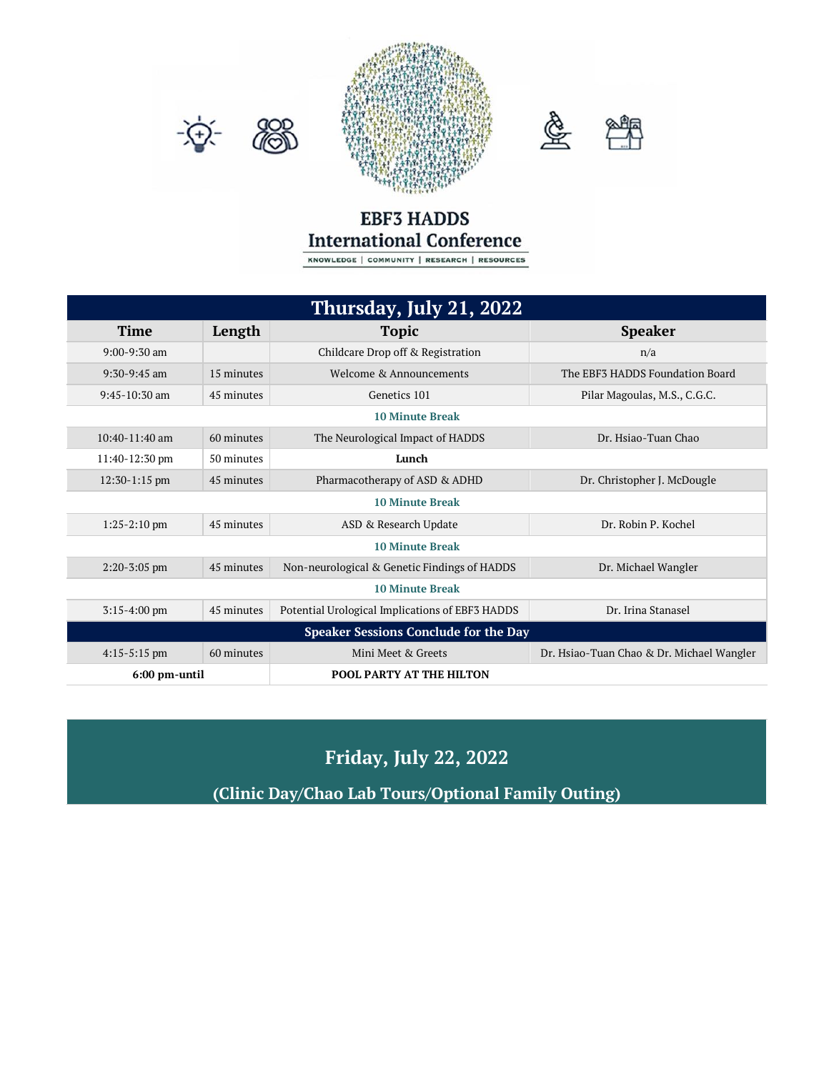# EBF3 HADDS International Conference

KNOWLEDGE | COMMUNITY | RESEARCH | RESOURCES

## Thursday, July 21, 2022

| Time | Length | Topic | Speaker |
|---|---|---|---|
| 9:00-9:30 am | | Childcare Drop off & Registration | n/a |
| 9:30-9:45 am | 15 minutes | Welcome & Announcements | The EBF3 HADDS Foundation Board |
| 9:45-10:30 am | 45 minutes | Genetics 101 | Pilar Magoulas, M.S., C.G.C. |
| **10 Minute Break** | | | |
| 10:40-11:40 am | 60 minutes | The Neurological Impact of HADDS | Dr. Hsiao-Tuan Chao |
| 11:40-12:30 pm | 50 minutes | **Lunch** | |
| 12:30-1:15 pm | 45 minutes | Pharmacotherapy of ASD & ADHD | Dr. Christopher J. McDougle |
| **10 Minute Break** | | | |
| 1:25-2:10 pm | 45 minutes | ASD & Research Update | Dr. Robin P. Kochel |
| **10 Minute Break** | | | |
| 2:20-3:05 pm | 45 minutes | Non-neurological & Genetic Findings of HADDS | Dr. Michael Wangler |
| **10 Minute Break** | | | |
| 3:15-4:00 pm | 45 minutes | Potential Urological Implications of EBF3 HADDS | Dr. Irina Stanasel |
| **Speaker Sessions Conclude for the Day** | | | |
| 4:15-5:15 pm | 60 minutes | Mini Meet & Greets | Dr. Hsiao-Tuan Chao & Dr. Michael Wangler |
| **6:00 pm-until** | | **POOL PARTY AT THE HILTON** | |

## Friday, July 22, 2022

**(Clinic Day/Chao Lab Tours/Optional Family Outing)**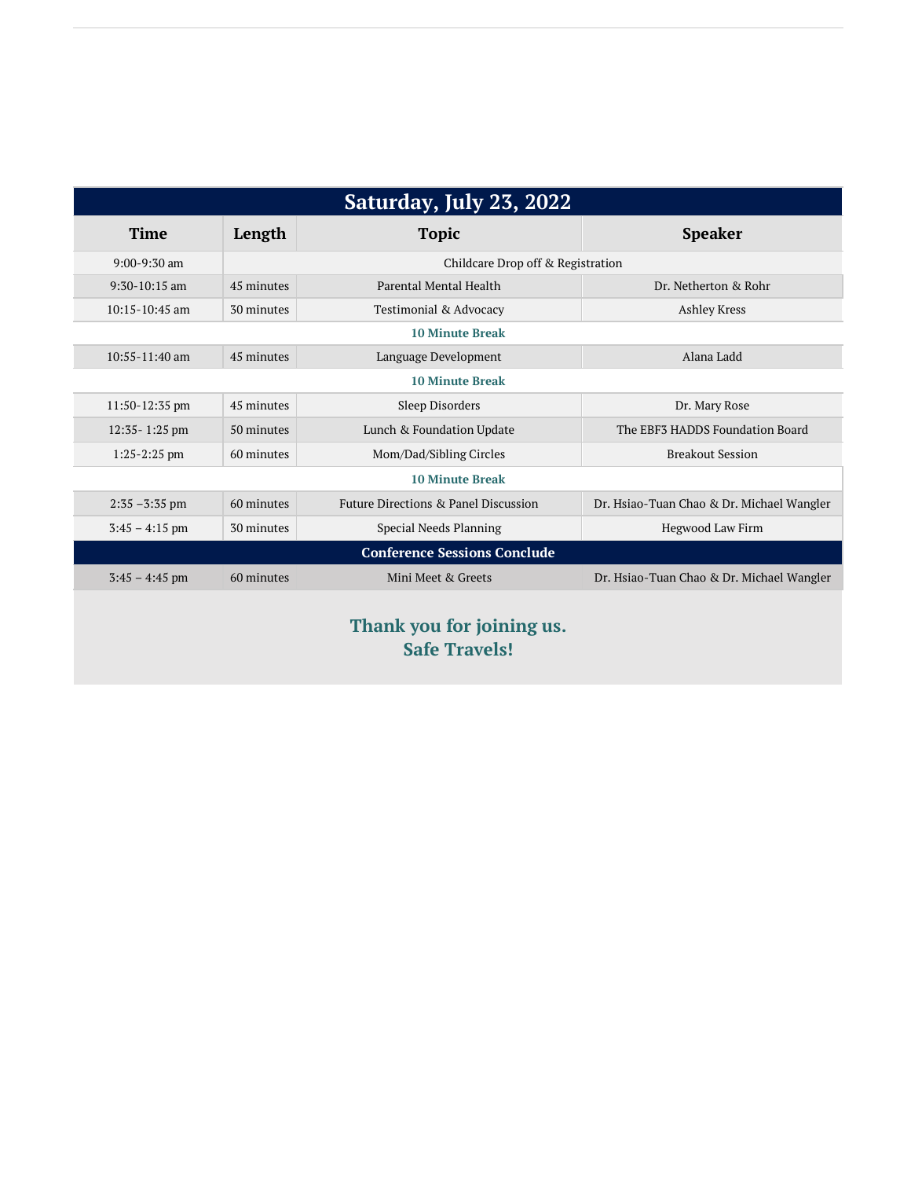| Saturday, July 23, 2022 | | | |
|---|---|---|---|
| **Time** | **Length** | **Topic** | **Speaker** |
| 9:00-9:30 am | Childcare Drop off & Registration | | |
| 9:30-10:15 am | 45 minutes | Parental Mental Health | Dr. Netherton & Rohr |
| 10:15-10:45 am | 30 minutes | Testimonial & Advocacy | Ashley Kress |
| **10 Minute Break** | | | |
| 10:55-11:40 am | 45 minutes | Language Development | Alana Ladd |
| **10 Minute Break** | | | |
| 11:50-12:35 pm | 45 minutes | Sleep Disorders | Dr. Mary Rose |
| 12:35- 1:25 pm | 50 minutes | Lunch & Foundation Update | The EBF3 HADDS Foundation Board |
| 1:25-2:25 pm | 60 minutes | Mom/Dad/Sibling Circles | Breakout Session |
| **10 Minute Break** | | | |
| 2:35 –3:35 pm | 60 minutes | Future Directions & Panel Discussion | Dr. Hsiao-Tuan Chao & Dr. Michael Wangler |
| 3:45 – 4:15 pm | 30 minutes | Special Needs Planning | Hegwood Law Firm |
| **Conference Sessions Conclude** | | | |
| 3:45 – 4:45 pm | 60 minutes | Mini Meet & Greets | Dr. Hsiao-Tuan Chao & Dr. Michael Wangler |

**Thank you for joining us.**
**Safe Travels!**